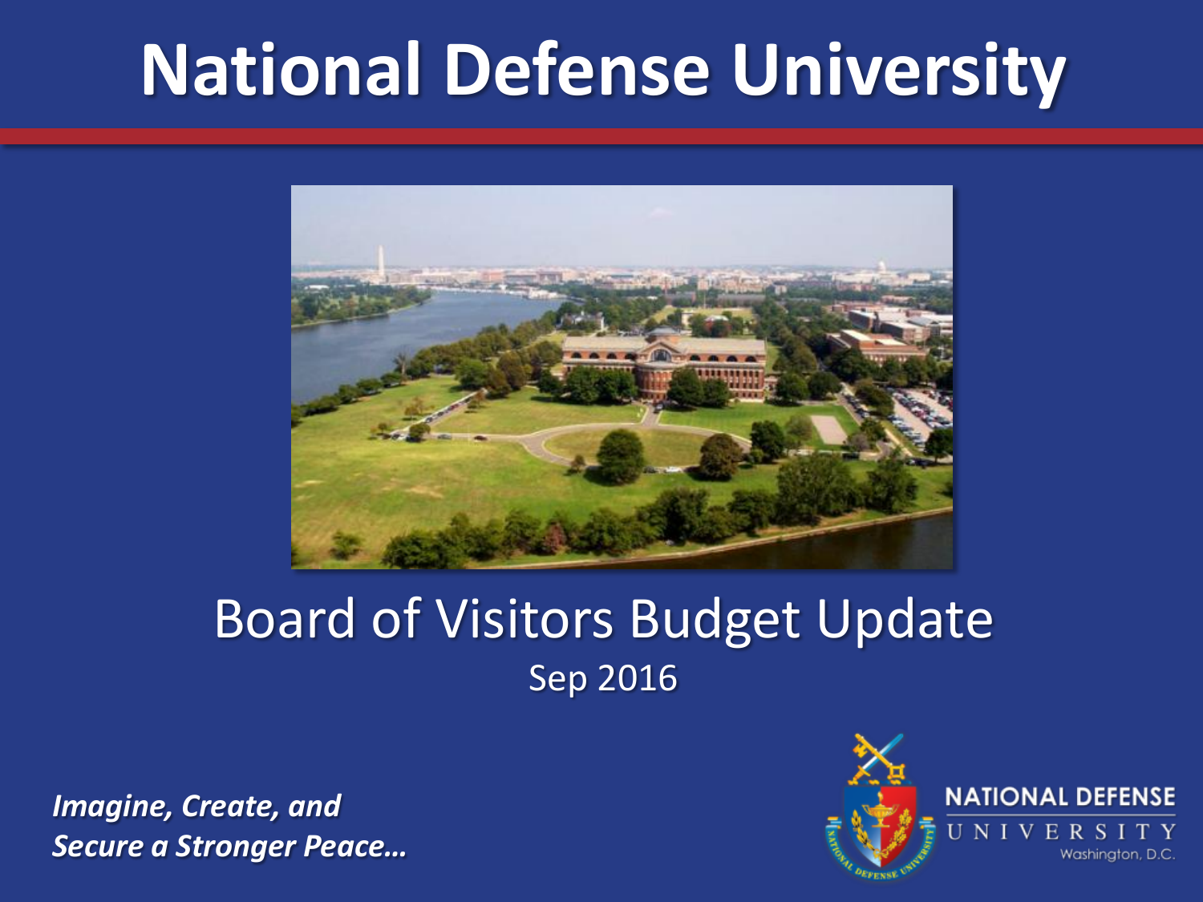# National Defense University

## Board of Visitors Budget Update

Sep 2016

***Imagine, Create, and Secure a Stronger Peace…***

NATIONAL DEFENSE UNIVERSITY
Washington, D.C.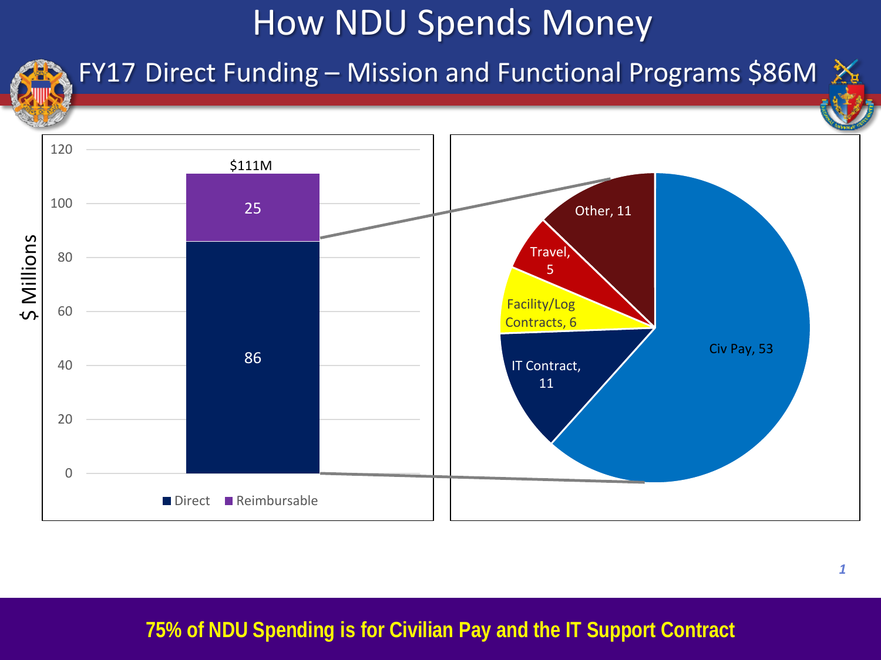# How NDU Spends Money

## FY17 Direct Funding – Mission and Functional Programs $86M

| Funding Type | $ Millions |
|---|---|
| Direct | 86 |
| Reimbursable | 25 |
| **Total** | **$111M** |

| Direct Funding Category | $ Millions |
|---|---|
| Civ Pay | 53 |
| IT Contract | 11 |
| Facility/Log Contracts | 6 |
| Travel | 5 |
| Other | 11 |

**75% of NDU Spending is for Civilian Pay and the IT Support Contract**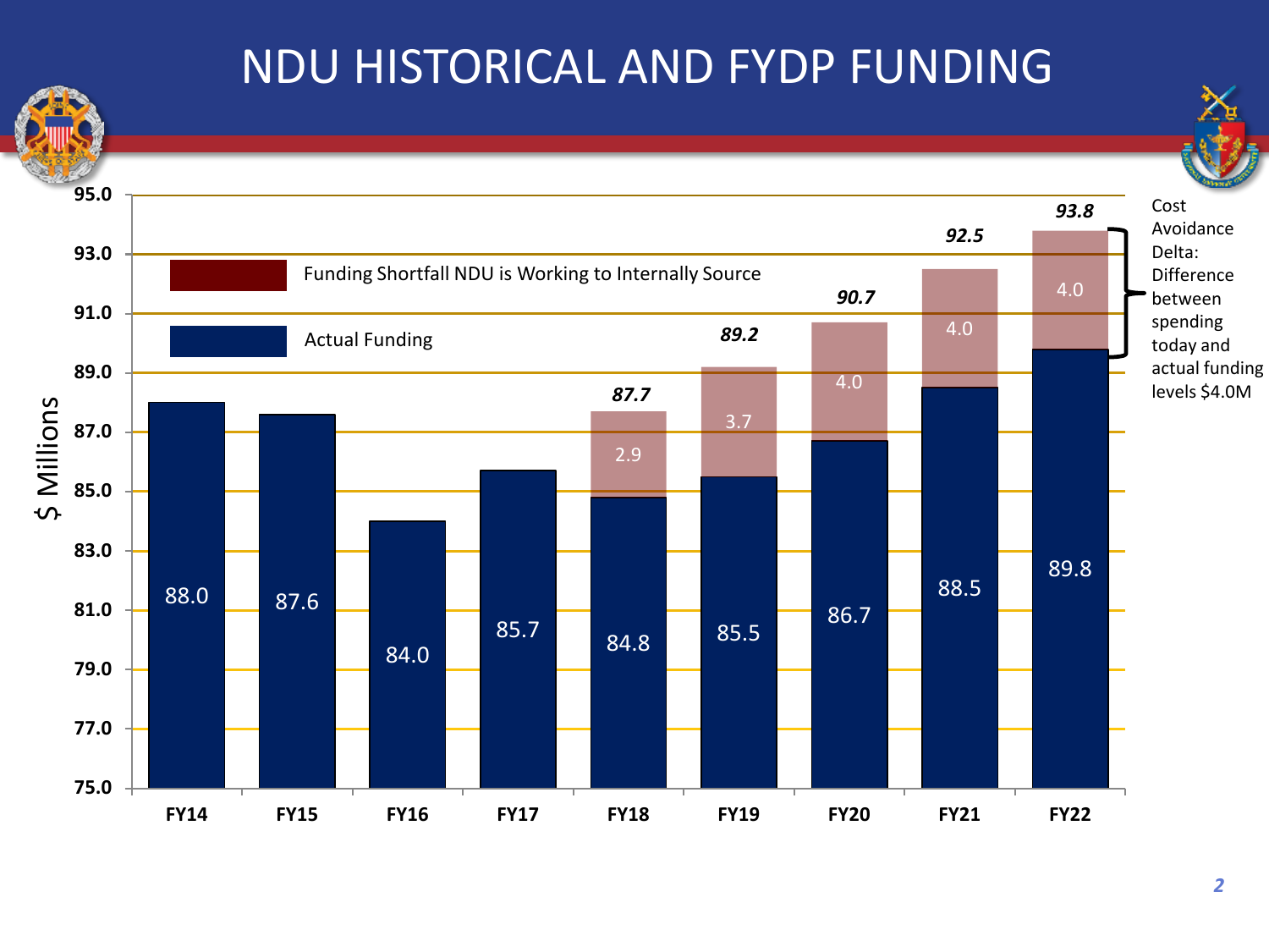# NDU HISTORICAL AND FYDP FUNDING

| Fiscal Year | Actual Funding ($ Millions) | Funding Shortfall NDU is Working to Internally Source ($ Millions) | Total ($ Millions) |
|---|---|---|---|
| FY14 | 88.0 | | |
| FY15 | 87.6 | | |
| FY16 | 84.0 | | |
| FY17 | 85.7 | | |
| FY18 | 84.8 | 2.9 | 87.7 |
| FY19 | 85.5 | 3.7 | 89.2 |
| FY20 | 86.7 | 4.0 | 90.7 |
| FY21 | 88.5 | 4.0 | 92.5 |
| FY22 | 89.8 | 4.0 | 93.8 |

Cost Avoidance Delta: Difference between spending today and actual funding levels $4.0M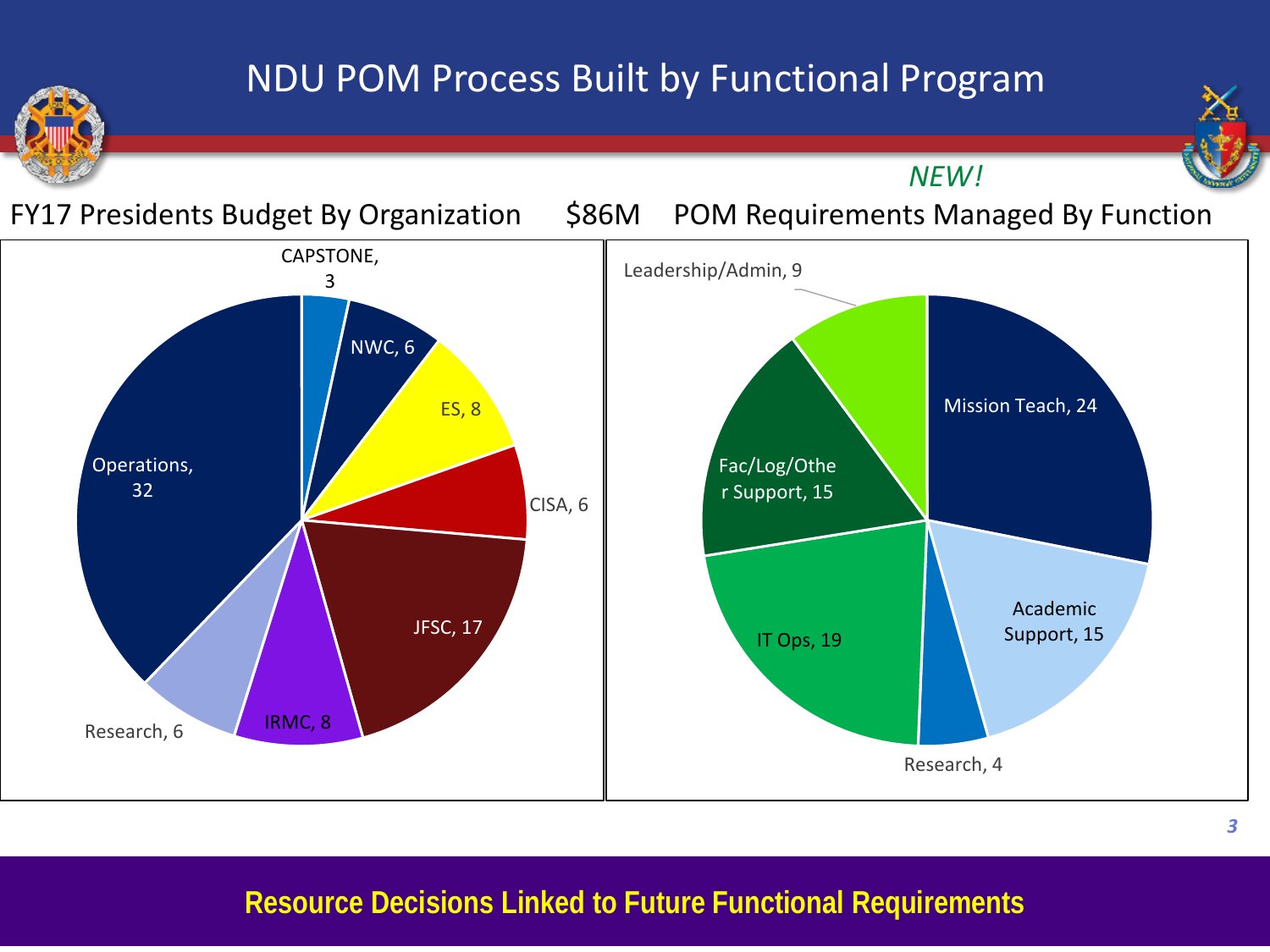# NDU POM Process Built by Functional Program

*NEW!*

## FY17 Presidents Budget By Organization $86M POM Requirements Managed By Function

**FY17 Presidents Budget By Organization**

| Organization | Value |
|---|---|
| CAPSTONE | 3 |
| NWC | 6 |
| ES | 8 |
| CISA | 6 |
| JFSC | 17 |
| IRMC | 8 |
| Research | 6 |
| Operations | 32 |

**POM Requirements Managed By Function**

| Function | Value |
|---|---|
| Mission Teach | 24 |
| Academic Support | 15 |
| Research | 4 |
| IT Ops | 19 |
| Fac/Log/Other Support | 15 |
| Leadership/Admin | 9 |

**Resource Decisions Linked to Future Functional Requirements**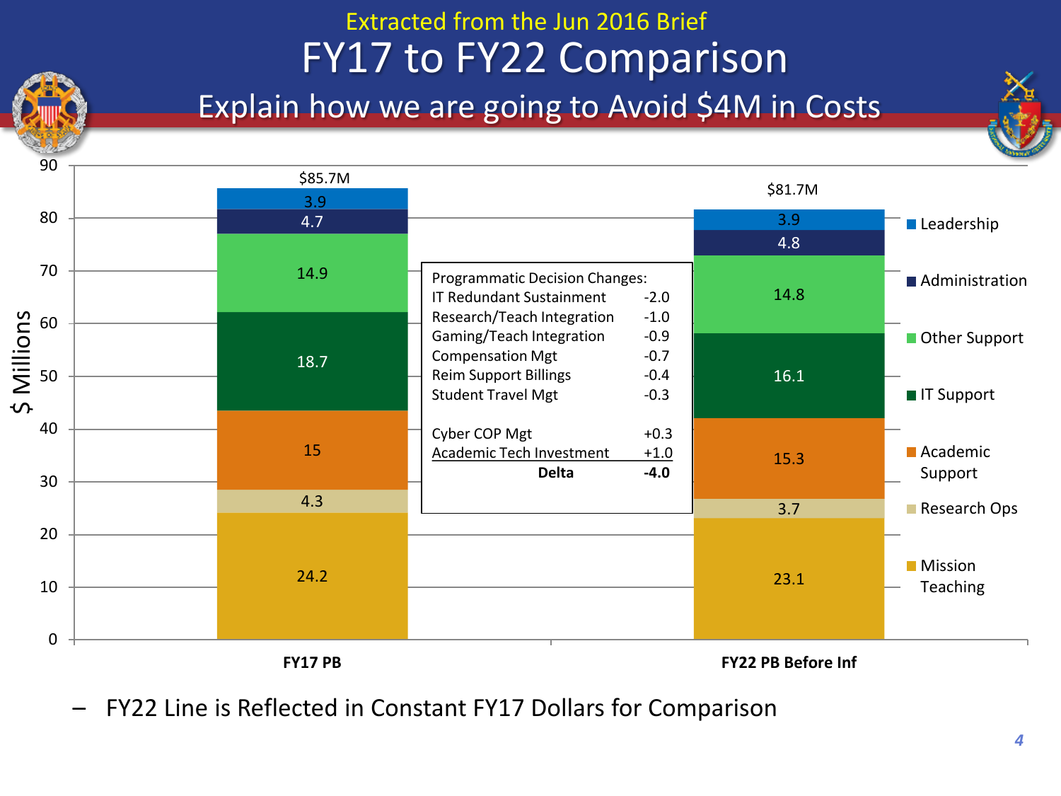Extracted from the Jun 2016 Brief

# FY17 to FY22 Comparison

## Explain how we are going to Avoid $4M in Costs

| Category | FY17 PB | FY22 PB Before Inf |
|---|---|---|
| Leadership | 3.9 | 3.9 |
| Administration | 4.7 | 4.8 |
| Other Support | 14.9 | 14.8 |
| IT Support | 18.7 | 16.1 |
| Academic Support | 15 | 15.3 |
| Research Ops | 4.3 | 3.7 |
| Mission Teaching | 24.2 | 23.1 |
| **Total** | $85.7M | $81.7M |

($ Millions)

| Programmatic Decision Changes: | |
|---|---|
| IT Redundant Sustainment | -2.0 |
| Research/Teach Integration | -1.0 |
| Gaming/Teach Integration | -0.9 |
| Compensation Mgt | -0.7 |
| Reim Support Billings | -0.4 |
| Student Travel Mgt | -0.3 |
| Cyber COP Mgt | +0.3 |
| Academic Tech Investment | +1.0 |
| **Delta** | **-4.0** |

– FY22 Line is Reflected in Constant FY17 Dollars for Comparison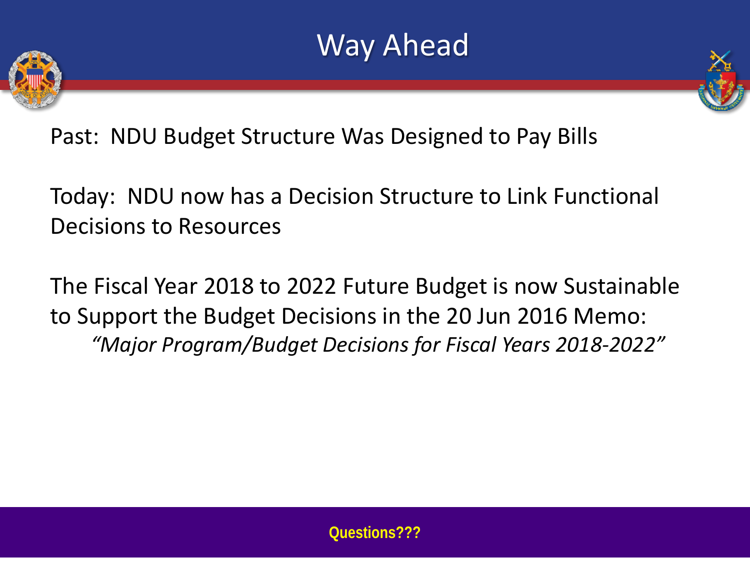# Way Ahead

Past: NDU Budget Structure Was Designed to Pay Bills

Today: NDU now has a Decision Structure to Link Functional Decisions to Resources

The Fiscal Year 2018 to 2022 Future Budget is now Sustainable to Support the Budget Decisions in the 20 Jun 2016 Memo:

*"Major Program/Budget Decisions for Fiscal Years 2018-2022"*

**Questions???**